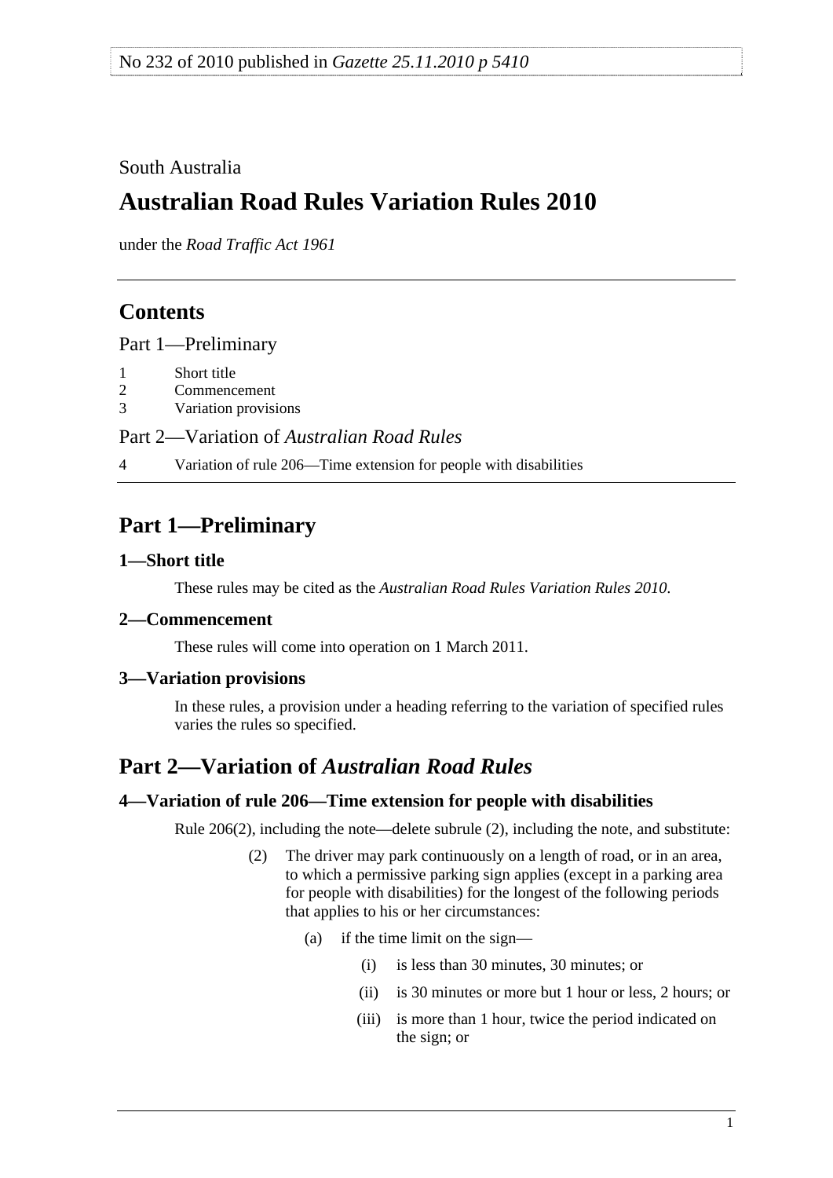No 232 of 2010 published in *Gazette 25.11.2010 p 5410*

South Australia

# Australian Road Rules Variation Rules 2010

under the *Road Traffic Act 1961*

## Contents

Part 1—Preliminary

1 Short title
2 Commencement
3 Variation provisions

Part 2—Variation of *Australian Road Rules*

4 Variation of rule 206—Time extension for people with disabilities

## Part 1—Preliminary

### 1—Short title

These rules may be cited as the *Australian Road Rules Variation Rules 2010*.

### 2—Commencement

These rules will come into operation on 1 March 2011.

### 3—Variation provisions

In these rules, a provision under a heading referring to the variation of specified rules varies the rules so specified.

## Part 2—Variation of *Australian Road Rules*

### 4—Variation of rule 206—Time extension for people with disabilities

Rule 206(2), including the note—delete subrule (2), including the note, and substitute:

(2) The driver may park continuously on a length of road, or in an area, to which a permissive parking sign applies (except in a parking area for people with disabilities) for the longest of the following periods that applies to his or her circumstances:

(a) if the time limit on the sign—

(i) is less than 30 minutes, 30 minutes; or

(ii) is 30 minutes or more but 1 hour or less, 2 hours; or

(iii) is more than 1 hour, twice the period indicated on the sign; or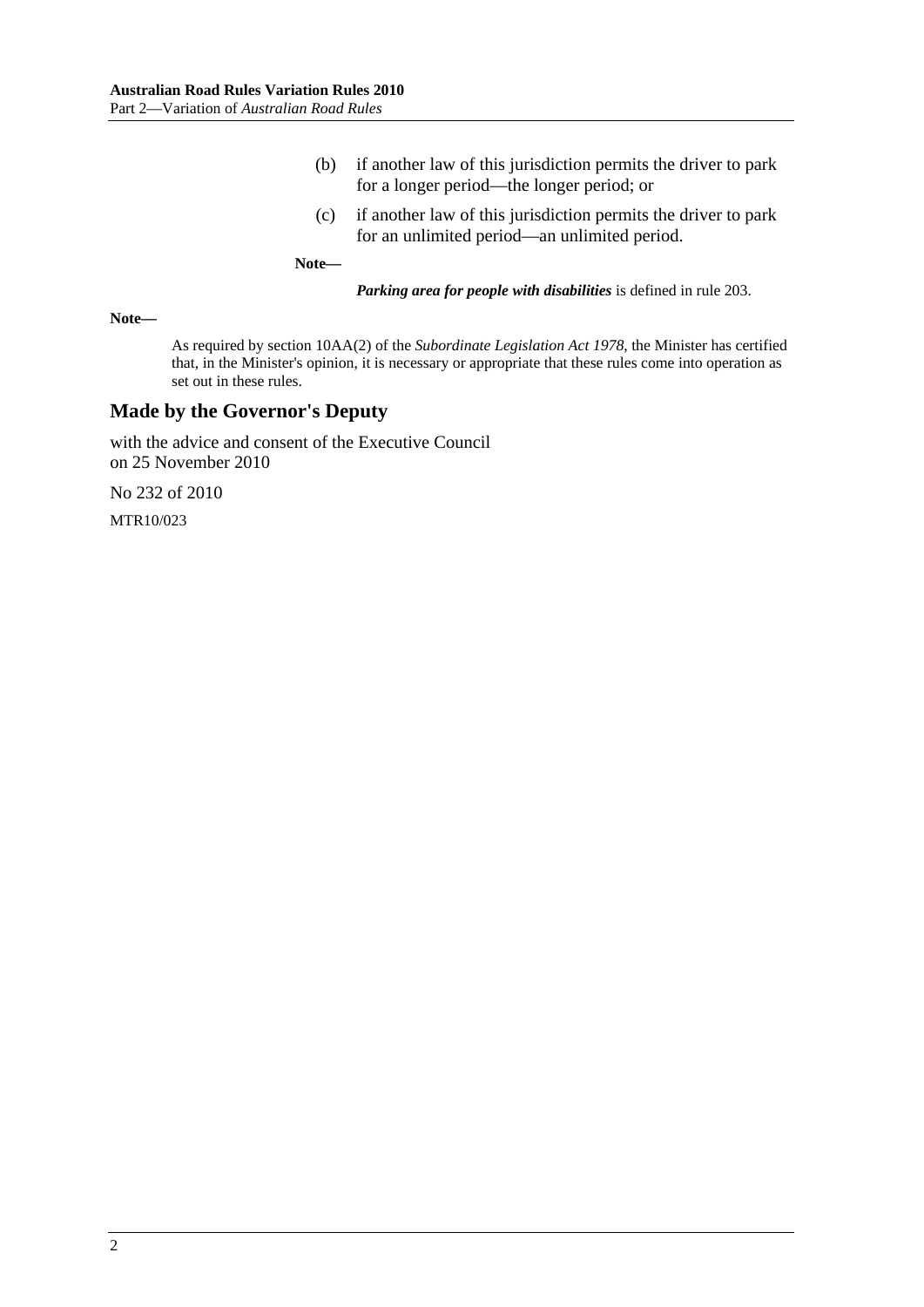(b) if another law of this jurisdiction permits the driver to park for a longer period—the longer period; or

(c) if another law of this jurisdiction permits the driver to park for an unlimited period—an unlimited period.

**Note—**

***Parking area for people with disabilities*** is defined in rule 203.

**Note—**

As required by section 10AA(2) of the *Subordinate Legislation Act 1978*, the Minister has certified that, in the Minister's opinion, it is necessary or appropriate that these rules come into operation as set out in these rules.

## Made by the Governor's Deputy

with the advice and consent of the Executive Council on 25 November 2010

No 232 of 2010

MTR10/023